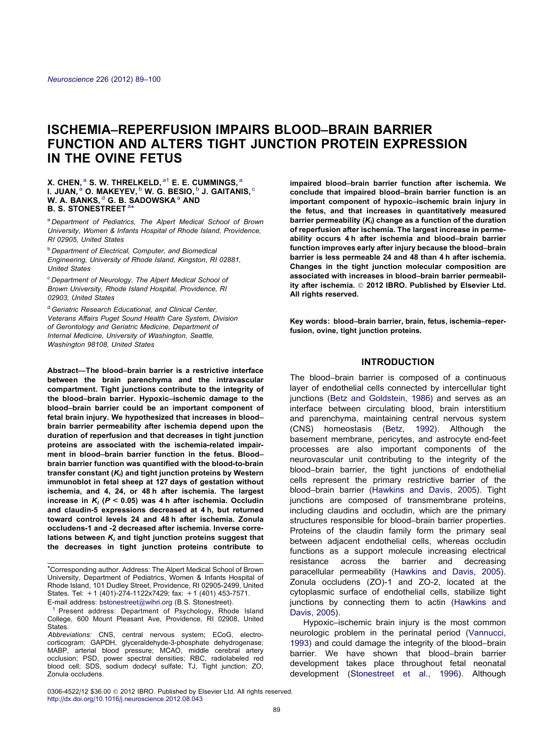# ISCHEMIA–REPERFUSION IMPAIRS BLOOD–BRAIN BARRIER FUNCTION AND ALTERS TIGHT JUNCTION PROTEIN EXPRESSION IN THE OVINE FETUS

**X. CHEN,[a] S. W. THRELKELD,[a1] E. E. CUMMINGS,[a] I. JUAN,[a] O. MAKEYEV,[b] W. G. BESIO,[b] J. GAITANIS,[c] W. A. BANKS,[d] G. B. SADOWSKA[a] AND B. S. STONESTREET[a*]**

[a] *Department of Pediatrics, The Alpert Medical School of Brown University, Women & Infants Hospital of Rhode Island, Providence, RI 02905, United States*

[b] *Department of Electrical, Computer, and Biomedical Engineering, University of Rhode Island, Kingston, RI 02881, United States*

[c] *Department of Neurology, The Alpert Medical School of Brown University, Rhode Island Hospital, Providence, RI 02903, United States*

[d] *Geriatric Research Educational, and Clinical Center, Veterans Affairs Puget Sound Health Care System, Division of Gerontology and Geriatric Medicine, Department of Internal Medicine, University of Washington, Seattle, Washington 98108, United States*

**Abstract—The blood–brain barrier is a restrictive interface between the brain parenchyma and the intravascular compartment. Tight junctions contribute to the integrity of the blood–brain barrier. Hypoxic–ischemic damage to the blood–brain barrier could be an important component of fetal brain injury. We hypothesized that increases in blood–brain barrier permeability after ischemia depend upon the duration of reperfusion and that decreases in tight junction proteins are associated with the ischemia-related impairment in blood–brain barrier function in the fetus. Blood–brain barrier function was quantified with the blood-to-brain transfer constant ($K_i$) and tight junction proteins by Western immunoblot in fetal sheep at 127 days of gestation without ischemia, and 4, 24, or 48 h after ischemia. The largest increase in $K_i$ ($P < 0.05$) was 4 h after ischemia. Occludin and claudin-5 expressions decreased at 4 h, but returned toward control levels 24 and 48 h after ischemia. Zonula occludens-1 and -2 decreased after ischemia. Inverse correlations between $K_i$ and tight junction proteins suggest that the decreases in tight junction proteins contribute to impaired blood–brain barrier function after ischemia. We conclude that impaired blood–brain barrier function is an important component of hypoxic–ischemic brain injury in the fetus, and that increases in quantitatively measured barrier permeability ($K_i$) change as a function of the duration of reperfusion after ischemia. The largest increase in permeability occurs 4 h after ischemia and blood–brain barrier function improves early after injury because the blood–brain barrier is less permeable 24 and 48 than 4 h after ischemia. Changes in the tight junction molecular composition are associated with increases in blood–brain barrier permeability after ischemia. © 2012 IBRO. Published by Elsevier Ltd. All rights reserved.**

**Key words: blood–brain barrier, brain, fetus, ischemia–reperfusion, ovine, tight junction proteins.**

## INTRODUCTION

The blood–brain barrier is composed of a continuous layer of endothelial cells connected by intercellular tight junctions (Betz and Goldstein, 1986) and serves as an interface between circulating blood, brain interstitium and parenchyma, maintaining central nervous system (CNS) homeostasis (Betz, 1992). Although the basement membrane, pericytes, and astrocyte end-feet processes are also important components of the neurovascular unit contributing to the integrity of the blood–brain barrier, the tight junctions of endothelial cells represent the primary restrictive barrier of the blood–brain barrier (Hawkins and Davis, 2005). Tight junctions are composed of transmembrane proteins, including claudins and occludin, which are the primary structures responsible for blood–brain barrier properties. Proteins of the claudin family form the primary seal between adjacent endothelial cells, whereas occludin functions as a support molecule increasing electrical resistance across the barrier and decreasing paracellular permeability (Hawkins and Davis, 2005). Zonula occludens (ZO)-1 and ZO-2, located at the cytoplasmic surface of endothelial cells, stabilize tight junctions by connecting them to actin (Hawkins and Davis, 2005).

Hypoxic–ischemic brain injury is the most common neurologic problem in the perinatal period (Vannucci, 1993) and could damage the integrity of the blood–brain barrier. We have shown that blood–brain barrier development takes place throughout fetal neonatal development (Stonestreet et al., 1996). Although

---

*Corresponding author. Address: The Alpert Medical School of Brown University, Department of Pediatrics, Women & Infants Hospital of Rhode Island, 101 Dudley Street, Providence, RI 02905-2499, United States. Tel: +1 (401)-274-1122x7429; fax: +1 (401) 453-7571.
E-mail address: bstonestreet@wihri.org (B.S. Stonestreet).

[1] Present address: Department of Psychology, Rhode Island College, 600 Mount Pleasant Ave, Providence, RI 02908, United States.

*Abbreviations:* CNS, central nervous system; ECoG, electrocorticogram; GAPDH, glyceraldehyde-3-phosphate dehydrogenase; MABP, arterial blood pressure; MCAO, middle cerebral artery occlusion; PSD, power spectral densities; RBC, radiolabeled red blood cell; SDS, sodium dodecyl sulfate; TJ, Tight junction; ZO, Zonula occludens.

0306-4522/12 $36.00 © 2012 IBRO. Published by Elsevier Ltd. All rights reserved.
http://dx.doi.org/10.1016/j.neuroscience.2012.08.043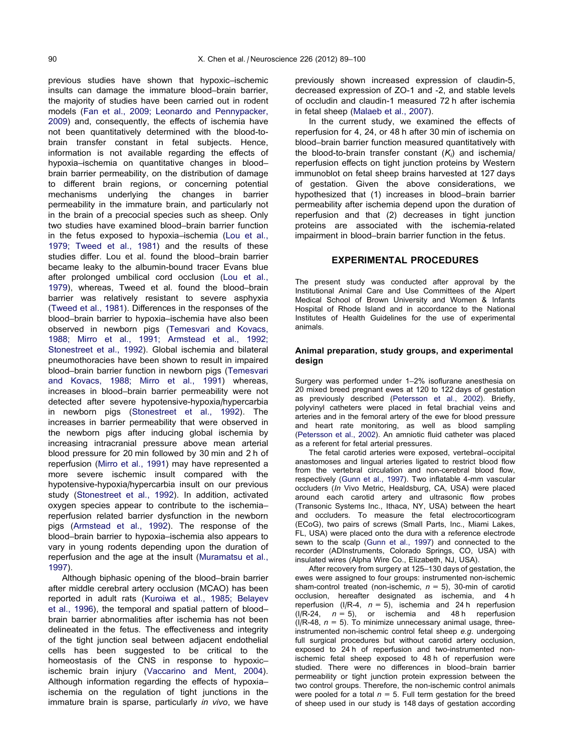previous studies have shown that hypoxic–ischemic insults can damage the immature blood–brain barrier, the majority of studies have been carried out in rodent models (Fan et al., 2009; Leonardo and Pennypacker, 2009) and, consequently, the effects of ischemia have not been quantitatively determined with the blood-to-brain transfer constant in fetal subjects. Hence, information is not available regarding the effects of hypoxia–ischemia on quantitative changes in blood–brain barrier permeability, on the distribution of damage to different brain regions, or concerning potential mechanisms underlying the changes in barrier permeability in the immature brain, and particularly not in the brain of a precocial species such as sheep. Only two studies have examined blood–brain barrier function in the fetus exposed to hypoxia–ischemia (Lou et al., 1979; Tweed et al., 1981) and the results of these studies differ. Lou et al. found the blood–brain barrier became leaky to the albumin-bound tracer Evans blue after prolonged umbilical cord occlusion (Lou et al., 1979), whereas, Tweed et al. found the blood–brain barrier was relatively resistant to severe asphyxia (Tweed et al., 1981). Differences in the responses of the blood–brain barrier to hypoxia–ischemia have also been observed in newborn pigs (Temesvari and Kovacs, 1988; Mirro et al., 1991; Armstead et al., 1992; Stonestreet et al., 1992). Global ischemia and bilateral pneumothoracies have been shown to result in impaired blood–brain barrier function in newborn pigs (Temesvari and Kovacs, 1988; Mirro et al., 1991) whereas, increases in blood–brain barrier permeability were not detected after severe hypotensive-hypoxia/hypercarbia in newborn pigs (Stonestreet et al., 1992). The increases in barrier permeability that were observed in the newborn pigs after inducing global ischemia by increasing intracranial pressure above mean arterial blood pressure for 20 min followed by 30 min and 2 h of reperfusion (Mirro et al., 1991) may have represented a more severe ischemic insult compared with the hypotensive-hypoxia/hypercarbia insult on our previous study (Stonestreet et al., 1992). In addition, activated oxygen species appear to contribute to the ischemia–reperfusion related barrier dysfunction in the newborn pigs (Armstead et al., 1992). The response of the blood–brain barrier to hypoxia–ischemia also appears to vary in young rodents depending upon the duration of reperfusion and the age at the insult (Muramatsu et al., 1997).

Although biphasic opening of the blood–brain barrier after middle cerebral artery occlusion (MCAO) has been reported in adult rats (Kuroiwa et al., 1985; Belayev et al., 1996), the temporal and spatial pattern of blood–brain barrier abnormalities after ischemia has not been delineated in the fetus. The effectiveness and integrity of the tight junction seal between adjacent endothelial cells has been suggested to be critical to the homeostasis of the CNS in response to hypoxic–ischemic brain injury (Vaccarino and Ment, 2004). Although information regarding the effects of hypoxia–ischemia on the regulation of tight junctions in the immature brain is sparse, particularly *in vivo*, we have previously shown increased expression of claudin-5, decreased expression of ZO-1 and -2, and stable levels of occludin and claudin-1 measured 72 h after ischemia in fetal sheep (Malaeb et al., 2007).

In the current study, we examined the effects of reperfusion for 4, 24, or 48 h after 30 min of ischemia on blood–brain barrier function measured quantitatively with the blood-to-brain transfer constant ($K_i$) and ischemia/reperfusion effects on tight junction proteins by Western immunoblot on fetal sheep brains harvested at 127 days of gestation. Given the above considerations, we hypothesized that (1) increases in blood–brain barrier permeability after ischemia depend upon the duration of reperfusion and that (2) decreases in tight junction proteins are associated with the ischemia-related impairment in blood–brain barrier function in the fetus.

## EXPERIMENTAL PROCEDURES

The present study was conducted after approval by the Institutional Animal Care and Use Committees of the Alpert Medical School of Brown University and Women & Infants Hospital of Rhode Island and in accordance to the National Institutes of Health Guidelines for the use of experimental animals.

### Animal preparation, study groups, and experimental design

Surgery was performed under 1–2% isoflurane anesthesia on 20 mixed breed pregnant ewes at 120 to 122 days of gestation as previously described (Petersson et al., 2002). Briefly, polyvinyl catheters were placed in fetal brachial veins and arteries and in the femoral artery of the ewe for blood pressure and heart rate monitoring, as well as blood sampling (Petersson et al., 2002). An amniotic fluid catheter was placed as a referent for fetal arterial pressures.

The fetal carotid arteries were exposed, vertebral–occipital anastomoses and lingual arteries ligated to restrict blood flow from the vertebral circulation and non-cerebral blood flow, respectively (Gunn et al., 1997). Two inflatable 4-mm vascular occluders (*In* Vivo Metric, Healdsburg, CA, USA) were placed around each carotid artery and ultrasonic flow probes (Transonic Systems Inc., Ithaca, NY, USA) between the heart and occluders. To measure the fetal electrocorticogram (ECoG), two pairs of screws (Small Parts, Inc., Miami Lakes, FL, USA) were placed onto the dura with a reference electrode sewn to the scalp (Gunn et al., 1997) and connected to the recorder (ADInstruments, Colorado Springs, CO, USA) with insulated wires (Alpha Wire Co., Elizabeth, NJ, USA).

After recovery from surgery at 125–130 days of gestation, the ewes were assigned to four groups: instrumented non-ischemic sham-control treated (non-ischemic, $n = 5$), 30-min of carotid occlusion, hereafter designated as ischemia, and 4 h reperfusion (I/R-4, $n = 5$), ischemia and 24 h reperfusion (I/R-24, $n = 5$), or ischemia and 48 h reperfusion (I/R-48, $n = 5$). To minimize unnecessary animal usage, three-instrumented non-ischemic control fetal sheep *e.g.* undergoing full surgical procedures but without carotid artery occlusion, exposed to 24 h of reperfusion and two-instrumented non-ischemic fetal sheep exposed to 48 h of reperfusion were studied. There were no differences in blood–brain barrier permeability or tight junction protein expression between the two control groups. Therefore, the non-ischemic control animals were pooled for a total $n = 5$. Full term gestation for the breed of sheep used in our study is 148 days of gestation according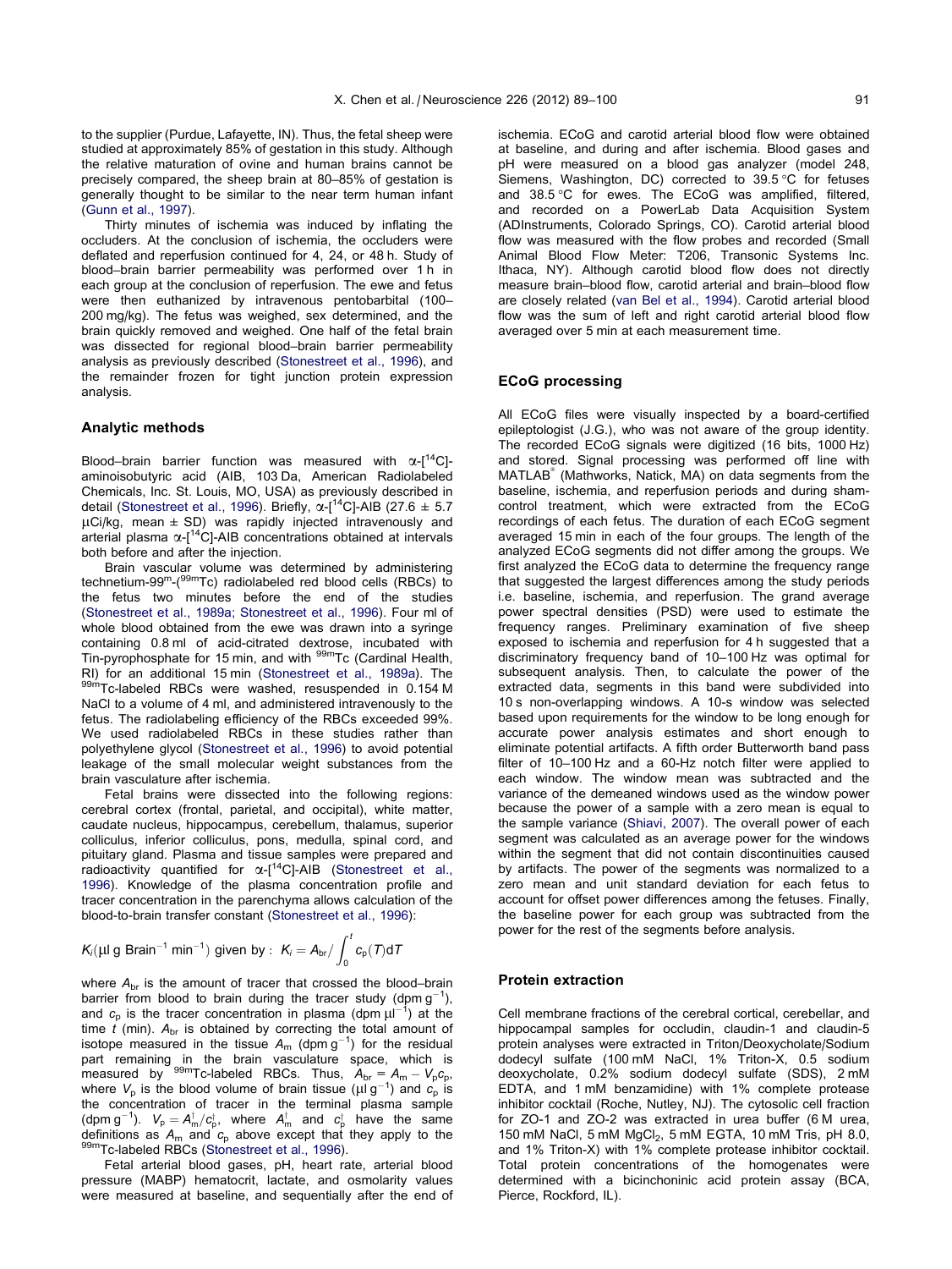to the supplier (Purdue, Lafayette, IN). Thus, the fetal sheep were studied at approximately 85% of gestation in this study. Although the relative maturation of ovine and human brains cannot be precisely compared, the sheep brain at 80–85% of gestation is generally thought to be similar to the near term human infant (Gunn et al., 1997).

Thirty minutes of ischemia was induced by inflating the occluders. At the conclusion of ischemia, the occluders were deflated and reperfusion continued for 4, 24, or 48 h. Study of blood–brain barrier permeability was performed over 1 h in each group at the conclusion of reperfusion. The ewe and fetus were then euthanized by intravenous pentobarbital (100–200 mg/kg). The fetus was weighed, sex determined, and the brain quickly removed and weighed. One half of the fetal brain was dissected for regional blood–brain barrier permeability analysis as previously described (Stonestreet et al., 1996), and the remainder frozen for tight junction protein expression analysis.

## Analytic methods

Blood–brain barrier function was measured with α-[$^{14}$C]-aminoisobutyric acid (AIB, 103 Da, American Radiolabeled Chemicals, Inc. St. Louis, MO, USA) as previously described in detail (Stonestreet et al., 1996). Briefly, α-[$^{14}$C]-AIB (27.6 ± 5.7 μCi/kg, mean ± SD) was rapidly injected intravenously and arterial plasma α-[$^{14}$C]-AIB concentrations obtained at intervals both before and after the injection.

Brain vascular volume was determined by administering technetium-99$^{m}$-($^{99m}$Tc) radiolabeled red blood cells (RBCs) to the fetus two minutes before the end of the studies (Stonestreet et al., 1989a; Stonestreet et al., 1996). Four ml of whole blood obtained from the ewe was drawn into a syringe containing 0.8 ml of acid-citrated dextrose, incubated with Tin-pyrophosphate for 15 min, and with $^{99m}$Tc (Cardinal Health, RI) for an additional 15 min (Stonestreet et al., 1989a). The $^{99m}$Tc-labeled RBCs were washed, resuspended in 0.154 M NaCl to a volume of 4 ml, and administered intravenously to the fetus. The radiolabeling efficiency of the RBCs exceeded 99%. We used radiolabeled RBCs in these studies rather than polyethylene glycol (Stonestreet et al., 1996) to avoid potential leakage of the small molecular weight substances from the brain vasculature after ischemia.

Fetal brains were dissected into the following regions: cerebral cortex (frontal, parietal, and occipital), white matter, caudate nucleus, hippocampus, cerebellum, thalamus, superior colliculus, inferior colliculus, pons, medulla, spinal cord, and pituitary gland. Plasma and tissue samples were prepared and radioactivity quantified for α-[$^{14}$C]-AIB (Stonestreet et al., 1996). Knowledge of the plasma concentration profile and tracer concentration in the parenchyma allows calculation of the blood-to-brain transfer constant (Stonestreet et al., 1996):

$$K_i(\mu\text{l g Brain}^{-1}\text{ min}^{-1}) \text{ given by : } K_i = A_{br} / \int_0^t c_p(T)\mathrm{d}T$$

where $A_{br}$ is the amount of tracer that crossed the blood–brain barrier from blood to brain during the tracer study (dpm g$^{-1}$), and $c_p$ is the tracer concentration in plasma (dpm μl$^{-1}$) at the time $t$ (min). $A_{br}$ is obtained by correcting the total amount of isotope measured in the tissue $A_m$ (dpm g$^{-1}$) for the residual part remaining in the brain vasculature space, which is measured by $^{99m}$Tc-labeled RBCs. Thus, $A_{br} = A_m - V_p c_p$, where $V_p$ is the blood volume of brain tissue (μl g$^{-1}$) and $c_p$ is the concentration of tracer in the terminal plasma sample (dpm g$^{-1}$). $V_p = A^i_m / c^i_p$, where $A^i_m$ and $c^i_p$ have the same definitions as $A_m$ and $c_p$ above except that they apply to the $^{99m}$Tc-labeled RBCs (Stonestreet et al., 1996).

Fetal arterial blood gases, pH, heart rate, arterial blood pressure (MABP) hematocrit, lactate, and osmolarity values were measured at baseline, and sequentially after the end of ischemia. ECoG and carotid arterial blood flow were obtained at baseline, and during and after ischemia. Blood gases and pH were measured on a blood gas analyzer (model 248, Siemens, Washington, DC) corrected to 39.5 °C for fetuses and 38.5 °C for ewes. The ECoG was amplified, filtered, and recorded on a PowerLab Data Acquisition System (ADInstruments, Colorado Springs, CO). Carotid arterial blood flow was measured with the flow probes and recorded (Small Animal Blood Flow Meter: T206, Transonic Systems Inc. Ithaca, NY). Although carotid blood flow does not directly measure brain–blood flow, carotid arterial and brain–blood flow are closely related (van Bel et al., 1994). Carotid arterial blood flow was the sum of left and right carotid arterial blood flow averaged over 5 min at each measurement time.

## ECoG processing

All ECoG files were visually inspected by a board-certified epileptologist (J.G.), who was not aware of the group identity. The recorded ECoG signals were digitized (16 bits, 1000 Hz) and stored. Signal processing was performed off line with MATLAB® (Mathworks, Natick, MA) on data segments from the baseline, ischemia, and reperfusion periods and during sham-control treatment, which were extracted from the ECoG recordings of each fetus. The duration of each ECoG segment averaged 15 min in each of the four groups. The length of the analyzed ECoG segments did not differ among the groups. We first analyzed the ECoG data to determine the frequency range that suggested the largest differences among the study periods i.e. baseline, ischemia, and reperfusion. The grand average power spectral densities (PSD) were used to estimate the frequency ranges. Preliminary examination of five sheep exposed to ischemia and reperfusion for 4 h suggested that a discriminatory frequency band of 10–100 Hz was optimal for subsequent analysis. Then, to calculate the power of the extracted data, segments in this band were subdivided into 10 s non-overlapping windows. A 10-s window was selected based upon requirements for the window to be long enough for accurate power analysis estimates and short enough to eliminate potential artifacts. A fifth order Butterworth band pass filter of 10–100 Hz and a 60-Hz notch filter were applied to each window. The window mean was subtracted and the variance of the demeaned windows used as the window power because the power of a sample with a zero mean is equal to the sample variance (Shiavi, 2007). The overall power of each segment was calculated as an average power for the windows within the segment that did not contain discontinuities caused by artifacts. The power of the segments was normalized to a zero mean and unit standard deviation for each fetus to account for offset power differences among the fetuses. Finally, the baseline power for each group was subtracted from the power for the rest of the segments before analysis.

## Protein extraction

Cell membrane fractions of the cerebral cortical, cerebellar, and hippocampal samples for occludin, claudin-1 and claudin-5 protein analyses were extracted in Triton/Deoxycholate/Sodium dodecyl sulfate (100 mM NaCl, 1% Triton-X, 0.5 sodium deoxycholate, 0.2% sodium dodecyl sulfate (SDS), 2 mM EDTA, and 1 mM benzamidine) with 1% complete protease inhibitor cocktail (Roche, Nutley, NJ). The cytosolic cell fraction for ZO-1 and ZO-2 was extracted in urea buffer (6 M urea, 150 mM NaCl, 5 mM $MgCl_2$, 5 mM EGTA, 10 mM Tris, pH 8.0, and 1% Triton-X) with 1% complete protease inhibitor cocktail. Total protein concentrations of the homogenates were determined with a bicinchoninic acid protein assay (BCA, Pierce, Rockford, IL).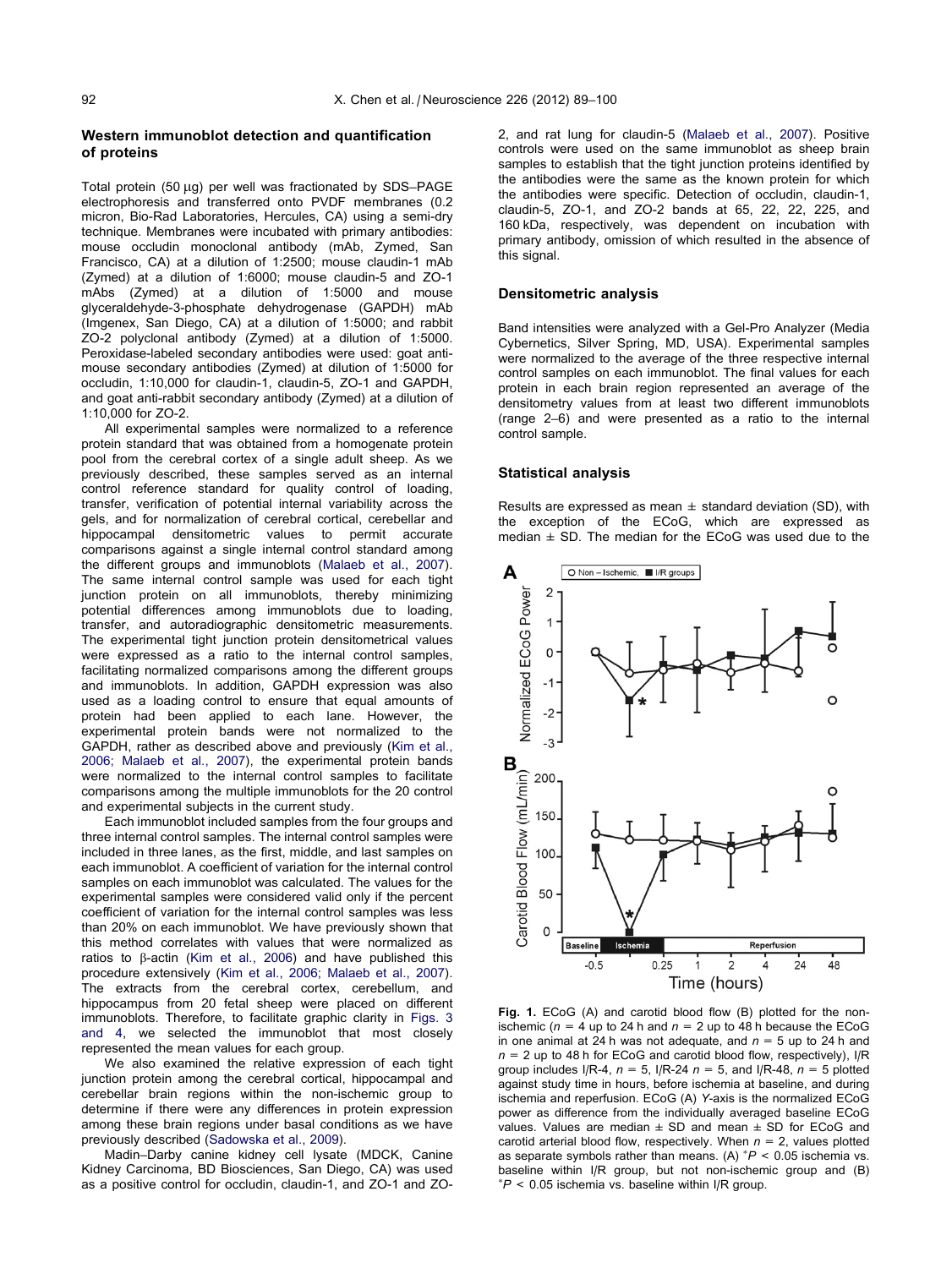## Western immunoblot detection and quantification of proteins

Total protein (50 μg) per well was fractionated by SDS–PAGE electrophoresis and transferred onto PVDF membranes (0.2 micron, Bio-Rad Laboratories, Hercules, CA) using a semi-dry technique. Membranes were incubated with primary antibodies: mouse occludin monoclonal antibody (mAb, Zymed, San Francisco, CA) at a dilution of 1:2500; mouse claudin-1 mAb (Zymed) at a dilution of 1:6000; mouse claudin-5 and ZO-1 mAbs (Zymed) at a dilution of 1:5000 and mouse glyceraldehyde-3-phosphate dehydrogenase (GAPDH) mAb (Imgenex, San Diego, CA) at a dilution of 1:5000; and rabbit ZO-2 polyclonal antibody (Zymed) at a dilution of 1:5000. Peroxidase-labeled secondary antibodies were used: goat anti-mouse secondary antibodies (Zymed) at dilution of 1:5000 for occludin, 1:10,000 for claudin-1, claudin-5, ZO-1 and GAPDH, and goat anti-rabbit secondary antibody (Zymed) at a dilution of 1:10,000 for ZO-2.

All experimental samples were normalized to a reference protein standard that was obtained from a homogenate protein pool from the cerebral cortex of a single adult sheep. As we previously described, these samples served as an internal control reference standard for quality control of loading, transfer, verification of potential internal variability across the gels, and for normalization of cerebral cortical, cerebellar and hippocampal densitometric values to permit accurate comparisons against a single internal control standard among the different groups and immunoblots (Malaeb et al., 2007). The same internal control sample was used for each tight junction protein on all immunoblots, thereby minimizing potential differences among immunoblots due to loading, transfer, and autoradiographic densitometric measurements. The experimental tight junction protein densitometrical values were expressed as a ratio to the internal control samples, facilitating normalized comparisons among the different groups and immunoblots. In addition, GAPDH expression was also used as a loading control to ensure that equal amounts of protein had been applied to each lane. However, the experimental protein bands were not normalized to the GAPDH, rather as described above and previously (Kim et al., 2006; Malaeb et al., 2007), the experimental protein bands were normalized to the internal control samples to facilitate comparisons among the multiple immunoblots for the 20 control and experimental subjects in the current study.

Each immunoblot included samples from the four groups and three internal control samples. The internal control samples were included in three lanes, as the first, middle, and last samples on each immunoblot. A coefficient of variation for the internal control samples on each immunoblot was calculated. The values for the experimental samples were considered valid only if the percent coefficient of variation for the internal control samples was less than 20% on each immunoblot. We have previously shown that this method correlates with values that were normalized as ratios to β-actin (Kim et al., 2006) and have published this procedure extensively (Kim et al., 2006; Malaeb et al., 2007). The extracts from the cerebral cortex, cerebellum, and hippocampus from 20 fetal sheep were placed on different immunoblots. Therefore, to facilitate graphic clarity in Figs. 3 and 4, we selected the immunoblot that most closely represented the mean values for each group.

We also examined the relative expression of each tight junction protein among the cerebral cortical, hippocampal and cerebellar brain regions within the non-ischemic group to determine if there were any differences in protein expression among these brain regions under basal conditions as we have previously described (Sadowska et al., 2009).

Madin–Darby canine kidney cell lysate (MDCK, Canine Kidney Carcinoma, BD Biosciences, San Diego, CA) was used as a positive control for occludin, claudin-1, and ZO-1 and ZO-2, and rat lung for claudin-5 (Malaeb et al., 2007). Positive controls were used on the same immunoblot as sheep brain samples to establish that the tight junction proteins identified by the antibodies were the same as the known protein for which the antibodies were specific. Detection of occludin, claudin-1, claudin-5, ZO-1, and ZO-2 bands at 65, 22, 22, 225, and 160 kDa, respectively, was dependent on incubation with primary antibody, omission of which resulted in the absence of this signal.

## Densitometric analysis

Band intensities were analyzed with a Gel-Pro Analyzer (Media Cybernetics, Silver Spring, MD, USA). Experimental samples were normalized to the average of the three respective internal control samples on each immunoblot. The final values for each protein in each brain region represented an average of the densitometry values from at least two different immunoblots (range 2–6) and were presented as a ratio to the internal control sample.

## Statistical analysis

Results are expressed as mean ± standard deviation (SD), with the exception of the ECoG, which are expressed as median ± SD. The median for the ECoG was used due to the

**Fig. 1.** ECoG (A) and carotid blood flow (B) plotted for the non-ischemic ($n = 4$ up to 24 h and $n = 2$ up to 48 h because the ECoG in one animal at 24 h was not adequate, and $n = 5$ up to 24 h and $n = 2$ up to 48 h for ECoG and carotid blood flow, respectively), I/R group includes I/R-4, $n = 5$, I/R-24 $n = 5$, and I/R-48, $n = 5$ plotted against study time in hours, before ischemia at baseline, and during ischemia and reperfusion. ECoG (A) *Y*-axis is the normalized ECoG power as difference from the individually averaged baseline ECoG values. Values are median ± SD and mean ± SD for ECoG and carotid arterial blood flow, respectively. When $n = 2$, values plotted as separate symbols rather than means. (A) $^{*}P < 0.05$ ischemia vs. baseline within I/R group, but not non-ischemic group and (B) $^{*}P < 0.05$ ischemia vs. baseline within I/R group.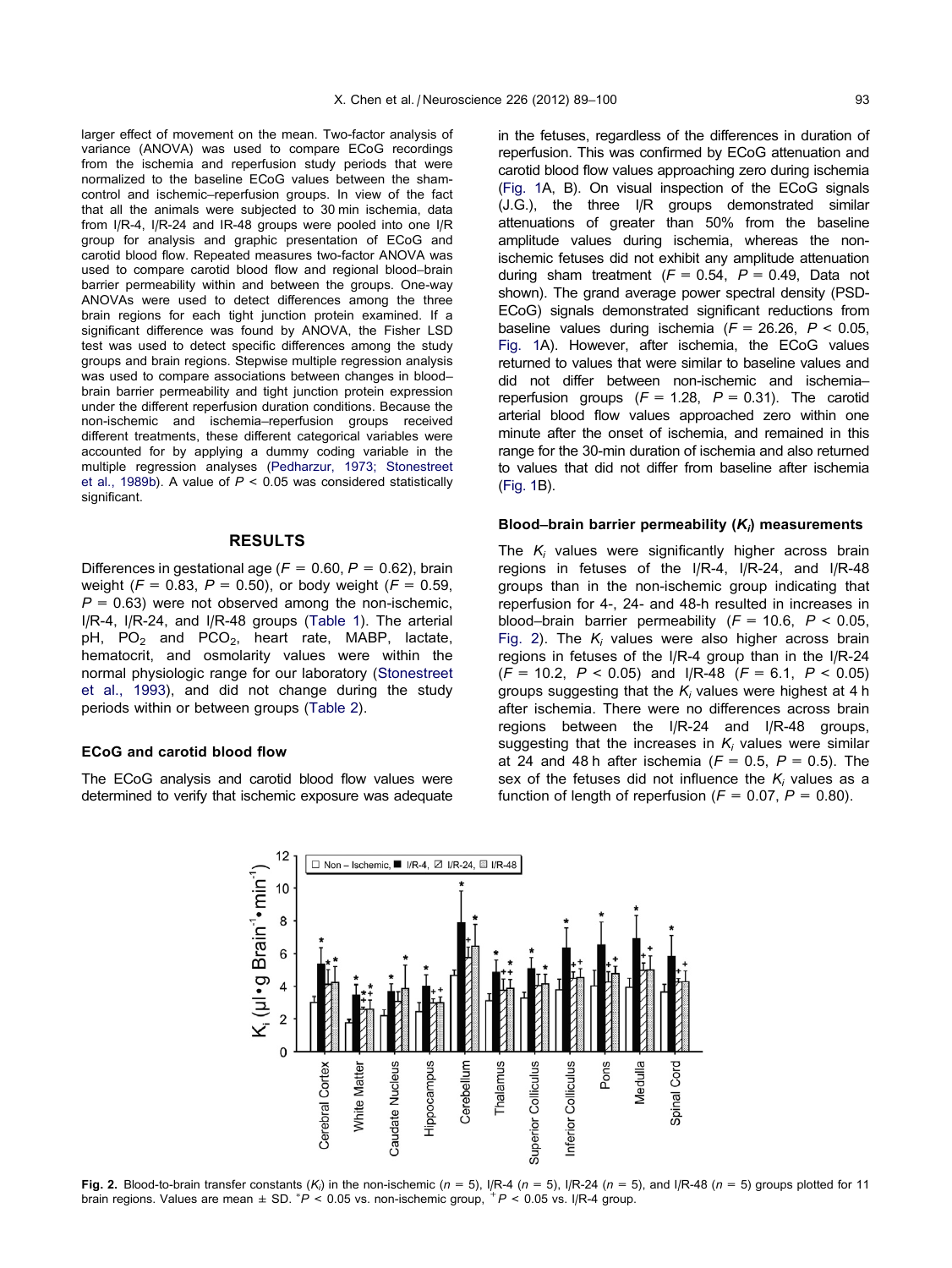larger effect of movement on the mean. Two-factor analysis of variance (ANOVA) was used to compare ECoG recordings from the ischemia and reperfusion study periods that were normalized to the baseline ECoG values between the sham-control and ischemic–reperfusion groups. In view of the fact that all the animals were subjected to 30 min ischemia, data from I/R-4, I/R-24 and IR-48 groups were pooled into one I/R group for analysis and graphic presentation of ECoG and carotid blood flow. Repeated measures two-factor ANOVA was used to compare carotid blood flow and regional blood–brain barrier permeability within and between the groups. One-way ANOVAs were used to detect differences among the three brain regions for each tight junction protein examined. If a significant difference was found by ANOVA, the Fisher LSD test was used to detect specific differences among the study groups and brain regions. Stepwise multiple regression analysis was used to compare associations between changes in blood–brain barrier permeability and tight junction protein expression under the different reperfusion duration conditions. Because the non-ischemic and ischemia–reperfusion groups received different treatments, these different categorical variables were accounted for by applying a dummy coding variable in the multiple regression analyses (Pedharzur, 1973; Stonestreet et al., 1989b). A value of $P < 0.05$ was considered statistically significant.

## RESULTS

Differences in gestational age ($F = 0.60$, $P = 0.62$), brain weight ($F = 0.83$, $P = 0.50$), or body weight ($F = 0.59$, $P = 0.63$) were not observed among the non-ischemic, I/R-4, I/R-24, and I/R-48 groups (Table 1). The arterial pH, $PO_2$ and $PCO_2$, heart rate, MABP, lactate, hematocrit, and osmolarity values were within the normal physiologic range for our laboratory (Stonestreet et al., 1993), and did not change during the study periods within or between groups (Table 2).

### ECoG and carotid blood flow

The ECoG analysis and carotid blood flow values were determined to verify that ischemic exposure was adequate in the fetuses, regardless of the differences in duration of reperfusion. This was confirmed by ECoG attenuation and carotid blood flow values approaching zero during ischemia (Fig. 1A, B). On visual inspection of the ECoG signals (J.G.), the three I/R groups demonstrated similar attenuations of greater than 50% from the baseline amplitude values during ischemia, whereas the non-ischemic fetuses did not exhibit any amplitude attenuation during sham treatment ($F = 0.54$, $P = 0.49$, Data not shown). The grand average power spectral density (PSD-ECoG) signals demonstrated significant reductions from baseline values during ischemia ($F = 26.26$, $P < 0.05$, Fig. 1A). However, after ischemia, the ECoG values returned to values that were similar to baseline values and did not differ between non-ischemic and ischemia–reperfusion groups ($F = 1.28$, $P = 0.31$). The carotid arterial blood flow values approached zero within one minute after the onset of ischemia, and remained in this range for the 30-min duration of ischemia and also returned to values that did not differ from baseline after ischemia (Fig. 1B).

### Blood–brain barrier permeability ($K_i$) measurements

The $K_i$ values were significantly higher across brain regions in fetuses of the I/R-4, I/R-24, and I/R-48 groups than in the non-ischemic group indicating that reperfusion for 4-, 24- and 48-h resulted in increases in blood–brain barrier permeability ($F = 10.6$, $P < 0.05$, Fig. 2). The $K_i$ values were also higher across brain regions in fetuses of the I/R-4 group than in the I/R-24 ($F = 10.2$, $P < 0.05$) and I/R-48 ($F = 6.1$, $P < 0.05$) groups suggesting that the $K_i$ values were highest at 4 h after ischemia. There were no differences across brain regions between the I/R-24 and I/R-48 groups, suggesting that the increases in $K_i$ values were similar at 24 and 48 h after ischemia ($F = 0.5$, $P = 0.5$). The sex of the fetuses did not influence the $K_i$ values as a function of length of reperfusion ($F = 0.07$, $P = 0.80$).

**Fig. 2.** Blood-to-brain transfer constants ($K_i$) in the non-ischemic ($n = 5$), I/R-4 ($n = 5$), I/R-24 ($n = 5$), and I/R-48 ($n = 5$) groups plotted for 11 brain regions. Values are mean ± SD. $^{*}P < 0.05$ vs. non-ischemic group, $^{+}P < 0.05$ vs. I/R-4 group.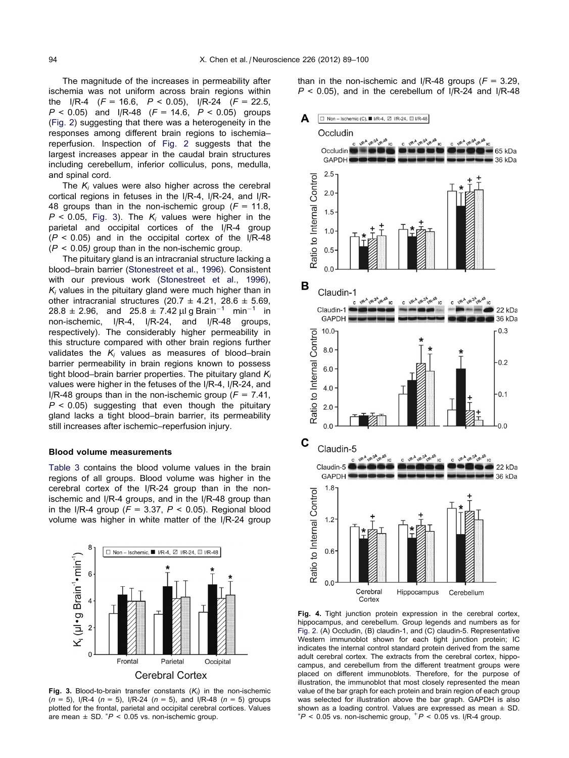The magnitude of the increases in permeability after ischemia was not uniform across brain regions within the I/R-4 ($F = 16.6$, $P < 0.05$), I/R-24 ($F = 22.5$, $P < 0.05$) and I/R-48 ($F = 14.6$, $P < 0.05$) groups (Fig. 2) suggesting that there was a heterogeneity in the responses among different brain regions to ischemia–reperfusion. Inspection of Fig. 2 suggests that the largest increases appear in the caudal brain structures including cerebellum, inferior colliculus, pons, medulla, and spinal cord.

The $K_i$ values were also higher across the cerebral cortical regions in fetuses in the I/R-4, I/R-24, and I/R-48 groups than in the non-ischemic group ($F = 11.8$, $P < 0.05$, Fig. 3). The $K_i$ values were higher in the parietal and occipital cortices of the I/R-4 group ($P < 0.05$) and in the occipital cortex of the I/R-48 ($P < 0.05$) group than in the non-ischemic group.

The pituitary gland is an intracranial structure lacking a blood–brain barrier (Stonestreet et al., 1996). Consistent with our previous work (Stonestreet et al., 1996), $K_i$ values in the pituitary gland were much higher than in other intracranial structures ($20.7 \pm 4.21$, $28.6 \pm 5.69$, $28.8 \pm 2.96$, and $25.8 \pm 7.42$ μl g Brain$^{-1}$ min$^{-1}$ in non-ischemic, I/R-4, I/R-24, and I/R-48 groups, respectively). The considerably higher permeability in this structure compared with other brain regions further validates the $K_i$ values as measures of blood–brain barrier permeability in brain regions known to possess tight blood–brain barrier properties. The pituitary gland $K_i$ values were higher in the fetuses of the I/R-4, I/R-24, and I/R-48 groups than in the non-ischemic group ($F = 7.41$, $P < 0.05$) suggesting that even though the pituitary gland lacks a tight blood–brain barrier, its permeability still increases after ischemic–reperfusion injury.

### Blood volume measurements

Table 3 contains the blood volume values in the brain regions of all groups. Blood volume was higher in the cerebral cortex of the I/R-24 group than in the non-ischemic and I/R-4 groups, and in the I/R-48 group than in the I/R-4 group ($F = 3.37$, $P < 0.05$). Regional blood volume was higher in white matter of the I/R-24 group than in the non-ischemic and I/R-48 groups ($F = 3.29$, $P < 0.05$), and in the cerebellum of I/R-24 and I/R-48

**Fig. 3.** Blood-to-brain transfer constants ($K_i$) in the non-ischemic ($n = 5$), I/R-4 ($n = 5$), I/R-24 ($n = 5$), and I/R-48 ($n = 5$) groups plotted for the frontal, parietal and occipital cerebral cortices. Values are mean ± SD. $^*P < 0.05$ vs. non-ischemic group.

**Fig. 4.** Tight junction protein expression in the cerebral cortex, hippocampus, and cerebellum. Group legends and numbers as for Fig. 2. (A) Occludin, (B) claudin-1, and (C) claudin-5. Representative Western immunoblot shown for each tight junction protein; IC indicates the internal control standard protein derived from the same adult cerebral cortex. The extracts from the cerebral cortex, hippocampus, and cerebellum from the different treatment groups were placed on different immunoblots. Therefore, for the purpose of illustration, the immunoblot that most closely represented the mean value of the bar graph for each protein and brain region of each group was selected for illustration above the bar graph. GAPDH is also shown as a loading control. Values are expressed as mean ± SD. $^*P < 0.05$ vs. non-ischemic group, $^+P < 0.05$ vs. I/R-4 group.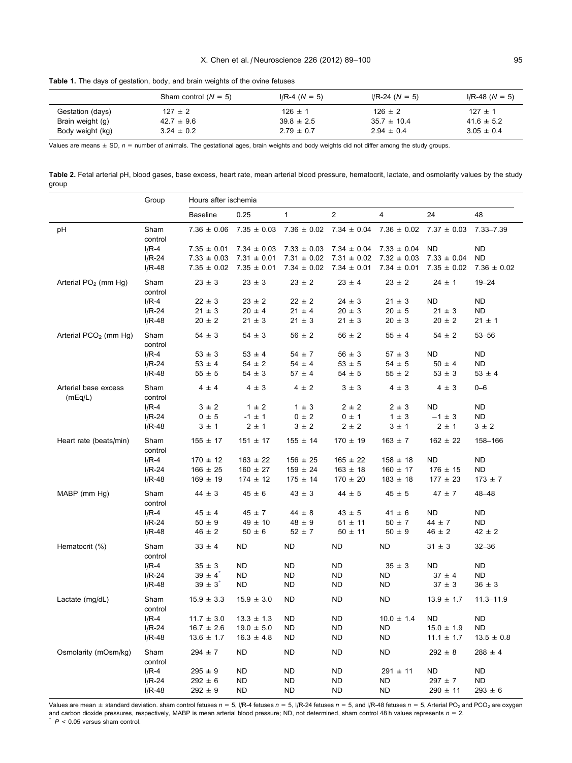**Table 1.** The days of gestation, body, and brain weights of the ovine fetuses

| | Sham control ($N$ = 5) | I/R-4 ($N$ = 5) | I/R-24 ($N$ = 5) | I/R-48 ($N$ = 5) |
|---|---|---|---|---|
| Gestation (days) | 127 ± 2 | 126 ± 1 | 126 ± 2 | 127 ± 1 |
| Brain weight (g) | 42.7 ± 9.6 | 39.8 ± 2.5 | 35.7 ± 10.4 | 41.6 ± 5.2 |
| Body weight (kg) | 3.24 ± 0.2 | 2.79 ± 0.7 | 2.94 ± 0.4 | 3.05 ± 0.4 |

Values are means ± SD, $n$ = number of animals. The gestational ages, brain weights and body weights did not differ among the study groups.

**Table 2.** Fetal arterial pH, blood gases, base excess, heart rate, mean arterial blood pressure, hematocrit, lactate, and osmolarity values by the study group

| | Group | Hours after ischemia | | | | | | |
|---|---|---|---|---|---|---|---|---|
| | | Baseline | 0.25 | 1 | 2 | 4 | 24 | 48 |
| pH | Sham control | 7.36 ± 0.06 | 7.35 ± 0.03 | 7.36 ± 0.02 | 7.34 ± 0.04 | 7.36 ± 0.02 | 7.37 ± 0.03 | 7.33–7.39 |
| | I/R-4 | 7.35 ± 0.01 | 7.34 ± 0.03 | 7.33 ± 0.03 | 7.34 ± 0.04 | 7.33 ± 0.04 | ND | ND |
| | I/R-24 | 7.33 ± 0.03 | 7.31 ± 0.01 | 7.31 ± 0.02 | 7.31 ± 0.02 | 7.32 ± 0.03 | 7.33 ± 0.04 | ND |
| | I/R-48 | 7.35 ± 0.02 | 7.35 ± 0.01 | 7.34 ± 0.02 | 7.34 ± 0.01 | 7.34 ± 0.01 | 7.35 ± 0.02 | 7.36 ± 0.02 |
| Arterial $PO_2$ (mm Hg) | Sham control | 23 ± 3 | 23 ± 3 | 23 ± 2 | 23 ± 4 | 23 ± 2 | 24 ± 1 | 19–24 |
| | I/R-4 | 22 ± 3 | 23 ± 2 | 22 ± 2 | 24 ± 3 | 21 ± 3 | ND | ND |
| | I/R-24 | 21 ± 3 | 20 ± 4 | 21 ± 4 | 20 ± 3 | 20 ± 5 | 21 ± 3 | ND |
| | I/R-48 | 20 ± 2 | 21 ± 3 | 21 ± 3 | 21 ± 3 | 20 ± 3 | 20 ± 2 | 21 ± 1 |
| Arterial $PCO_2$ (mm Hg) | Sham control | 54 ± 3 | 54 ± 3 | 56 ± 2 | 56 ± 2 | 55 ± 4 | 54 ± 2 | 53–56 |
| | I/R-4 | 53 ± 3 | 53 ± 4 | 54 ± 7 | 56 ± 3 | 57 ± 3 | ND | ND |
| | I/R-24 | 53 ± 4 | 54 ± 2 | 54 ± 4 | 53 ± 5 | 54 ± 5 | 50 ± 4 | ND |
| | I/R-48 | 55 ± 5 | 54 ± 3 | 57 ± 4 | 54 ± 5 | 55 ± 2 | 53 ± 3 | 53 ± 4 |
| Arterial base excess (mEq/L) | Sham control | 4 ± 4 | 4 ± 3 | 4 ± 2 | 3 ± 3 | 4 ± 3 | 4 ± 3 | 0–6 |
| | I/R-4 | 3 ± 2 | 1 ± 2 | 1 ± 3 | 2 ± 2 | 2 ± 3 | ND | ND |
| | I/R-24 | 0 ± 5 | -1 ± 1 | 0 ± 2 | 0 ± 1 | 1 ± 3 | −1 ± 3 | ND |
| | I/R-48 | 3 ± 1 | 2 ± 1 | 3 ± 2 | 2 ± 2 | 3 ± 1 | 2 ± 1 | 3 ± 2 |
| Heart rate (beats/min) | Sham control | 155 ± 17 | 151 ± 17 | 155 ± 14 | 170 ± 19 | 163 ± 7 | 162 ± 22 | 158–166 |
| | I/R-4 | 170 ± 12 | 163 ± 22 | 156 ± 25 | 165 ± 22 | 158 ± 18 | ND | ND |
| | I/R-24 | 166 ± 25 | 160 ± 27 | 159 ± 24 | 163 ± 18 | 160 ± 17 | 176 ± 15 | ND |
| | I/R-48 | 169 ± 19 | 174 ± 12 | 175 ± 14 | 170 ± 20 | 183 ± 18 | 177 ± 23 | 173 ± 7 |
| MABP (mm Hg) | Sham control | 44 ± 3 | 45 ± 6 | 43 ± 3 | 44 ± 5 | 45 ± 5 | 47 ± 7 | 48–48 |
| | I/R-4 | 45 ± 4 | 45 ± 7 | 44 ± 8 | 43 ± 5 | 41 ± 6 | ND | ND |
| | I/R-24 | 50 ± 9 | 49 ± 10 | 48 ± 9 | 51 ± 11 | 50 ± 7 | 44 ± 7 | ND |
| | I/R-48 | 46 ± 2 | 50 ± 6 | 52 ± 7 | 50 ± 11 | 50 ± 9 | 46 ± 2 | 42 ± 2 |
| Hematocrit (%) | Sham control | 33 ± 4 | ND | ND | ND | ND | 31 ± 3 | 32–36 |
| | I/R-4 | 35 ± 3 | ND | ND | ND | 35 ± 3 | ND | ND |
| | I/R-24 | 39 ± 4* | ND | ND | ND | ND | 37 ± 4 | ND |
| | I/R-48 | 39 ± 3* | ND | ND | ND | ND | 37 ± 3 | 36 ± 3 |
| Lactate (mg/dL) | Sham control | 15.9 ± 3.3 | 15.9 ± 3.0 | ND | ND | ND | 13.9 ± 1.7 | 11.3–11.9 |
| | I/R-4 | 11.7 ± 3.0 | 13.3 ± 1.3 | ND | ND | 10.0 ± 1.4 | ND | ND |
| | I/R-24 | 16.7 ± 2.6 | 19.0 ± 5.0 | ND | ND | ND | 15.0 ± 1.9 | ND |
| | I/R-48 | 13.6 ± 1.7 | 16.3 ± 4.8 | ND | ND | ND | 11.1 ± 1.7 | 13.5 ± 0.8 |
| Osmolarity (mOsm/kg) | Sham control | 294 ± 7 | ND | ND | ND | ND | 292 ± 8 | 288 ± 4 |
| | I/R-4 | 295 ± 9 | ND | ND | ND | 291 ± 11 | ND | ND |
| | I/R-24 | 292 ± 6 | ND | ND | ND | ND | 297 ± 7 | ND |
| | I/R-48 | 292 ± 9 | ND | ND | ND | ND | 290 ± 11 | 293 ± 6 |

Values are mean ± standard deviation. sham control fetuses $n$ = 5, I/R-4 fetuses $n$ = 5, I/R-24 fetuses $n$ = 5, and I/R-48 fetuses $n$ = 5, Arterial $PO_2$ and $PCO_2$ are oxygen and carbon dioxide pressures, respectively, MABP is mean arterial blood pressure; ND, not determined, sham control 48 h values represents $n$ = 2.

* $P < 0.05$ versus sham control.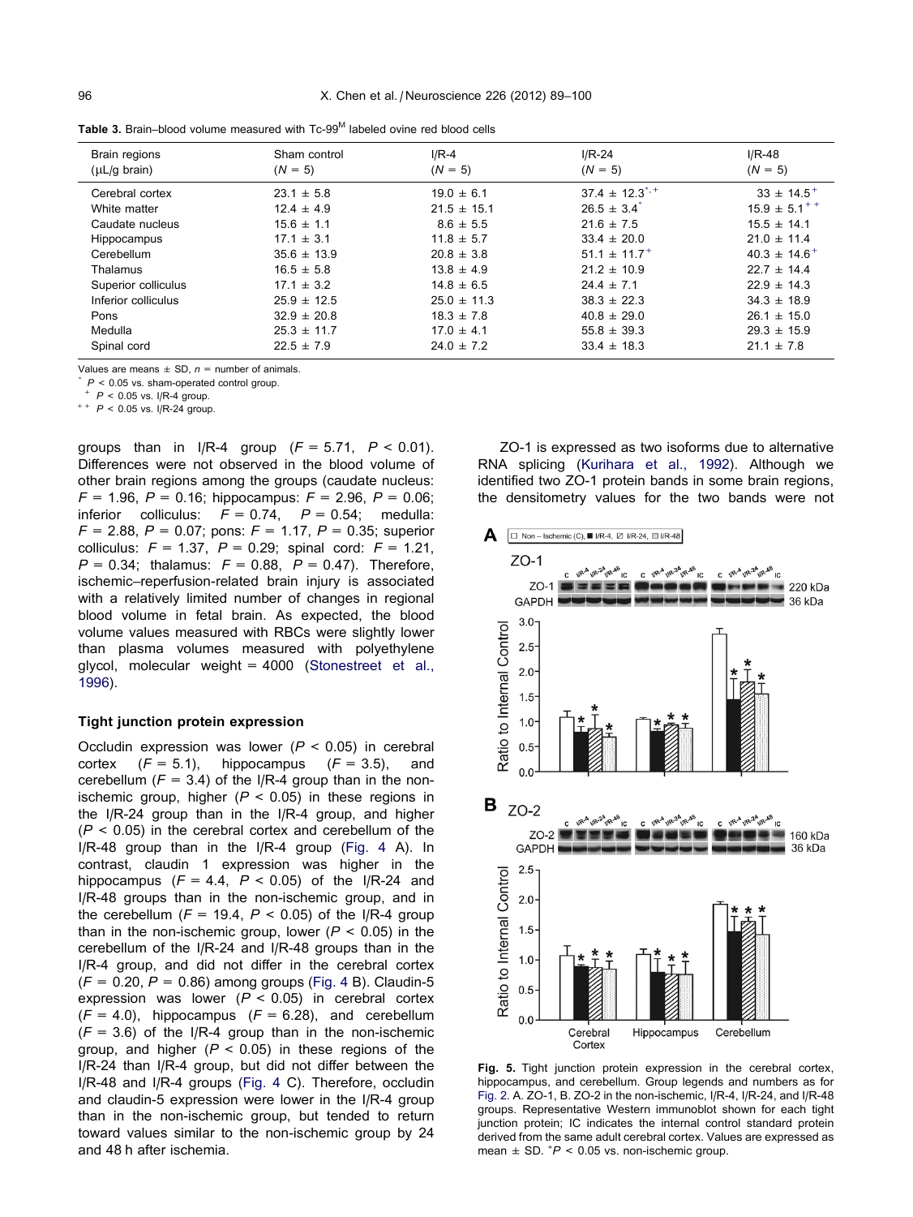**Table 3.** Brain–blood volume measured with Tc-99[M] labeled ovine red blood cells

| Brain regions (μL/g brain) | Sham control (N = 5) | I/R-4 (N = 5) | I/R-24 (N = 5) | I/R-48 (N = 5) |
|---|---|---|---|---|
| Cerebral cortex | 23.1 ± 5.8 | 19.0 ± 6.1 | 37.4 ± 12.3*,+ | 33 ± 14.5+ |
| White matter | 12.4 ± 4.9 | 21.5 ± 15.1 | 26.5 ± 3.4* | 15.9 ± 5.1++ |
| Caudate nucleus | 15.6 ± 1.1 | 8.6 ± 5.5 | 21.6 ± 7.5 | 15.5 ± 14.1 |
| Hippocampus | 17.1 ± 3.1 | 11.8 ± 5.7 | 33.4 ± 20.0 | 21.0 ± 11.4 |
| Cerebellum | 35.6 ± 13.9 | 20.8 ± 3.8 | 51.1 ± 11.7+ | 40.3 ± 14.6+ |
| Thalamus | 16.5 ± 5.8 | 13.8 ± 4.9 | 21.2 ± 10.9 | 22.7 ± 14.4 |
| Superior colliculus | 17.1 ± 3.2 | 14.8 ± 6.5 | 24.4 ± 7.1 | 22.9 ± 14.3 |
| Inferior colliculus | 25.9 ± 12.5 | 25.0 ± 11.3 | 38.3 ± 22.3 | 34.3 ± 18.9 |
| Pons | 32.9 ± 20.8 | 18.3 ± 7.8 | 40.8 ± 29.0 | 26.1 ± 15.0 |
| Medulla | 25.3 ± 11.7 | 17.0 ± 4.1 | 55.8 ± 39.3 | 29.3 ± 15.9 |
| Spinal cord | 22.5 ± 7.9 | 24.0 ± 7.2 | 33.4 ± 18.3 | 21.1 ± 7.8 |

Values are means ± SD, n = number of animals.
* $P < 0.05$ vs. sham-operated control group.
+ $P < 0.05$ vs. I/R-4 group.
++ $P < 0.05$ vs. I/R-24 group.

groups than in I/R-4 group ($F = 5.71$, $P < 0.01$). Differences were not observed in the blood volume of other brain regions among the groups (caudate nucleus: $F = 1.96$, $P = 0.16$; hippocampus: $F = 2.96$, $P = 0.06$; inferior colliculus: $F = 0.74$, $P = 0.54$; medulla: $F = 2.88$, $P = 0.07$; pons: $F = 1.17$, $P = 0.35$; superior colliculus: $F = 1.37$, $P = 0.29$; spinal cord: $F = 1.21$, $P = 0.34$; thalamus: $F = 0.88$, $P = 0.47$). Therefore, ischemic–reperfusion-related brain injury is associated with a relatively limited number of changes in regional blood volume in fetal brain. As expected, the blood volume values measured with RBCs were slightly lower than plasma volumes measured with polyethylene glycol, molecular weight = 4000 (Stonestreet et al., 1996).

### Tight junction protein expression

Occludin expression was lower ($P < 0.05$) in cerebral cortex ($F = 5.1$), hippocampus ($F = 3.5$), and cerebellum ($F = 3.4$) of the I/R-4 group than in the non-ischemic group, higher ($P < 0.05$) in these regions in the I/R-24 group than in the I/R-4 group, and higher ($P < 0.05$) in the cerebral cortex and cerebellum of the I/R-48 group than in the I/R-4 group (Fig. 4 A). In contrast, claudin 1 expression was higher in the hippocampus ($F = 4.4$, $P < 0.05$) of the I/R-24 and I/R-48 groups than in the non-ischemic group, and in the cerebellum ($F = 19.4$, $P < 0.05$) of the I/R-4 group than in the non-ischemic group, lower ($P < 0.05$) in the cerebellum of the I/R-24 and I/R-48 groups than in the I/R-4 group, and did not differ in the cerebral cortex ($F = 0.20$, $P = 0.86$) among groups (Fig. 4 B). Claudin-5 expression was lower ($P < 0.05$) in cerebral cortex ($F = 4.0$), hippocampus ($F = 6.28$), and cerebellum ($F = 3.6$) of the I/R-4 group than in the non-ischemic group, and higher ($P < 0.05$) in these regions of the I/R-24 than I/R-4 group, but did not differ between the I/R-48 and I/R-4 groups (Fig. 4 C). Therefore, occludin and claudin-5 expression were lower in the I/R-4 group than in the non-ischemic group, but tended to return toward values similar to the non-ischemic group by 24 and 48 h after ischemia.

ZO-1 is expressed as two isoforms due to alternative RNA splicing (Kurihara et al., 1992). Although we identified two ZO-1 protein bands in some brain regions, the densitometry values for the two bands were not

**Fig. 5.** Tight junction protein expression in the cerebral cortex, hippocampus, and cerebellum. Group legends and numbers as for Fig. 2. A. ZO-1, B. ZO-2 in the non-ischemic, I/R-4, I/R-24, and I/R-48 groups. Representative Western immunoblot shown for each tight junction protein; IC indicates the internal control standard protein derived from the same adult cerebral cortex. Values are expressed as mean ± SD. * $P < 0.05$ vs. non-ischemic group.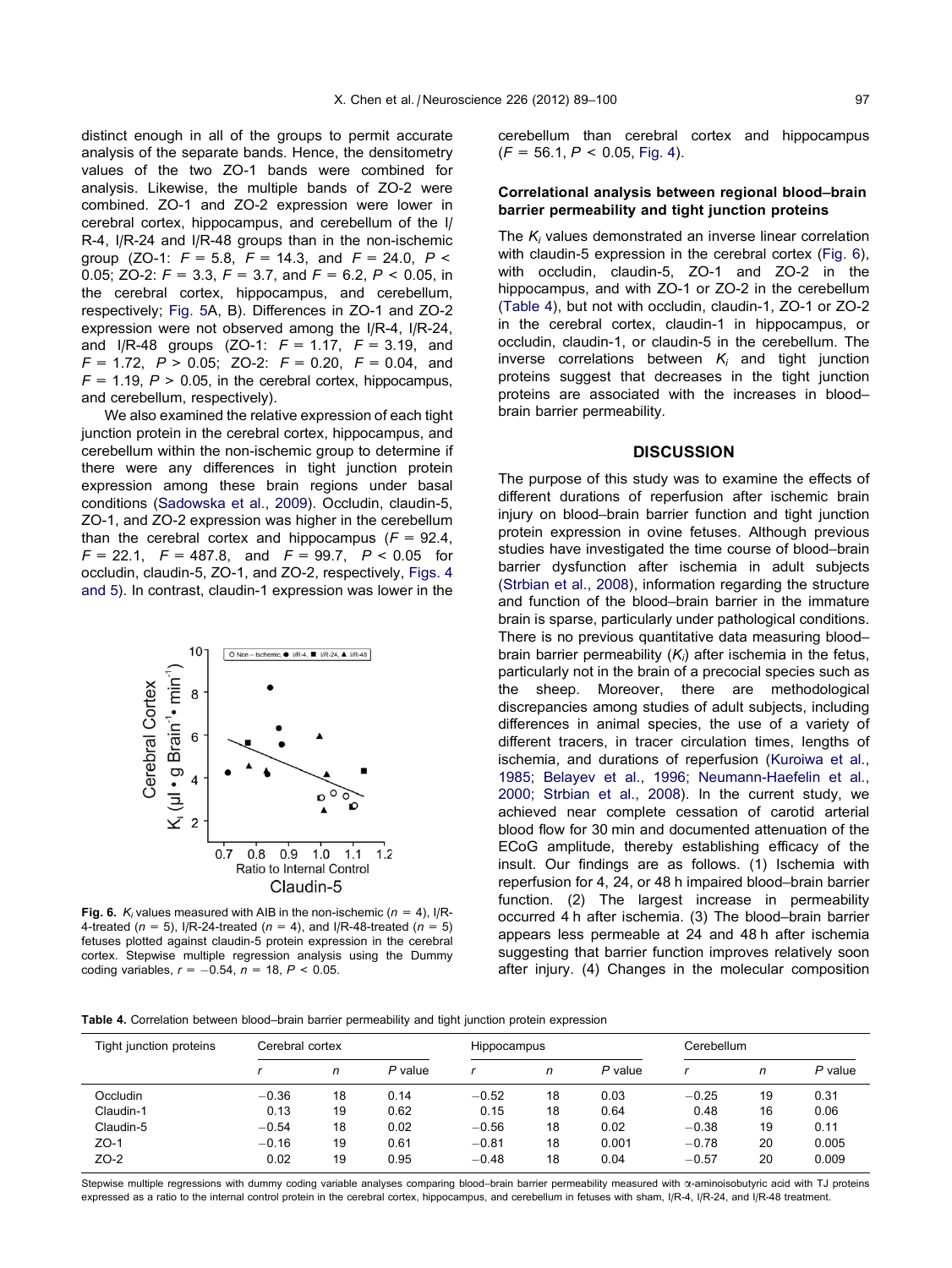distinct enough in all of the groups to permit accurate analysis of the separate bands. Hence, the densitometry values of the two ZO-1 bands were combined for analysis. Likewise, the multiple bands of ZO-2 were combined. ZO-1 and ZO-2 expression were lower in cerebral cortex, hippocampus, and cerebellum of the I/R-4, I/R-24 and I/R-48 groups than in the non-ischemic group (ZO-1: $F = 5.8$, $F = 14.3$, and $F = 24.0$, $P < 0.05$; ZO-2: $F = 3.3$, $F = 3.7$, and $F = 6.2$, $P < 0.05$, in the cerebral cortex, hippocampus, and cerebellum, respectively; Fig. 5A, B). Differences in ZO-1 and ZO-2 expression were not observed among the I/R-4, I/R-24, and I/R-48 groups (ZO-1: $F = 1.17$, $F = 3.19$, and $F = 1.72$, $P > 0.05$; ZO-2: $F = 0.20$, $F = 0.04$, and $F = 1.19$, $P > 0.05$, in the cerebral cortex, hippocampus, and cerebellum, respectively).

We also examined the relative expression of each tight junction protein in the cerebral cortex, hippocampus, and cerebellum within the non-ischemic group to determine if there were any differences in tight junction protein expression among these brain regions under basal conditions (Sadowska et al., 2009). Occludin, claudin-5, ZO-1, and ZO-2 expression was higher in the cerebellum than the cerebral cortex and hippocampus ($F = 92.4$, $F = 22.1$, $F = 487.8$, and $F = 99.7$, $P < 0.05$ for occludin, claudin-5, ZO-1, and ZO-2, respectively, Figs. 4 and 5). In contrast, claudin-1 expression was lower in the cerebellum than cerebral cortex and hippocampus ($F = 56.1$, $P < 0.05$, Fig. 4).

**Fig. 6.** $K_i$ values measured with AIB in the non-ischemic ($n = 4$), I/R-4-treated ($n = 5$), I/R-24-treated ($n = 4$), and I/R-48-treated ($n = 5$) fetuses plotted against claudin-5 protein expression in the cerebral cortex. Stepwise multiple regression analysis using the Dummy coding variables, $r = -0.54$, $n = 18$, $P < 0.05$.

### Correlational analysis between regional blood–brain barrier permeability and tight junction proteins

The $K_i$ values demonstrated an inverse linear correlation with claudin-5 expression in the cerebral cortex (Fig. 6), with occludin, claudin-5, ZO-1 and ZO-2 in the hippocampus (Table 4), and with ZO-1 or ZO-2 in the cerebellum (Table 4), but not with occludin, claudin-1, ZO-1 or ZO-2 in the cerebral cortex, claudin-1 in hippocampus, or occludin, claudin-1, or claudin-5 in the cerebellum. The inverse correlations between $K_i$ and tight junction proteins suggest that decreases in the tight junction proteins are associated with the increases in blood–brain barrier permeability.

## DISCUSSION

The purpose of this study was to examine the effects of different durations of reperfusion after ischemic brain injury on blood–brain barrier function and tight junction protein expression in ovine fetuses. Although previous studies have investigated the time course of blood–brain barrier dysfunction after ischemia in adult subjects (Strbian et al., 2008), information regarding the structure and function of the blood–brain barrier in the immature brain is sparse, particularly under pathological conditions. There is no previous quantitative data measuring blood–brain barrier permeability ($K_i$) after ischemia in the fetus, particularly not in the brain of a precocial species such as the sheep. Moreover, there are methodological discrepancies among studies of adult subjects, including differences in animal species, the use of a variety of different tracers, in tracer circulation times, lengths of ischemia, and durations of reperfusion (Kuroiwa et al., 1985; Belayev et al., 1996; Neumann-Haefelin et al., 2000; Strbian et al., 2008). In the current study, we achieved near complete cessation of carotid arterial blood flow for 30 min and documented attenuation of the ECoG amplitude, thereby establishing efficacy of the insult. Our findings are as follows. (1) Ischemia with reperfusion for 4, 24, or 48 h impaired blood–brain barrier function. (2) The largest increase in permeability occurred 4 h after ischemia. (3) The blood–brain barrier appears less permeable at 24 and 48 h after ischemia suggesting that barrier function improves relatively soon after injury. (4) Changes in the molecular composition

**Table 4.** Correlation between blood–brain barrier permeability and tight junction protein expression

| Tight junction proteins | Cerebral cortex | | | Hippocampus | | | Cerebellum | | |
|---|---|---|---|---|---|---|---|---|---|
| | $r$ | $n$ | $P$ value | $r$ | $n$ | $P$ value | $r$ | $n$ | $P$ value |
| Occludin | −0.36 | 18 | 0.14 | −0.52 | 18 | 0.03 | −0.25 | 19 | 0.31 |
| Claudin-1 | 0.13 | 19 | 0.62 | 0.15 | 18 | 0.64 | 0.48 | 16 | 0.06 |
| Claudin-5 | −0.54 | 18 | 0.02 | −0.56 | 18 | 0.02 | −0.38 | 19 | 0.11 |
| ZO-1 | −0.16 | 19 | 0.61 | −0.81 | 18 | 0.001 | −0.78 | 20 | 0.005 |
| ZO-2 | 0.02 | 19 | 0.95 | −0.48 | 18 | 0.04 | −0.57 | 20 | 0.009 |

Stepwise multiple regressions with dummy coding variable analyses comparing blood–brain barrier permeability measured with α-aminoisobutyric acid with TJ proteins expressed as a ratio to the internal control protein in the cerebral cortex, hippocampus, and cerebellum in fetuses with sham, I/R-4, I/R-24, and I/R-48 treatment.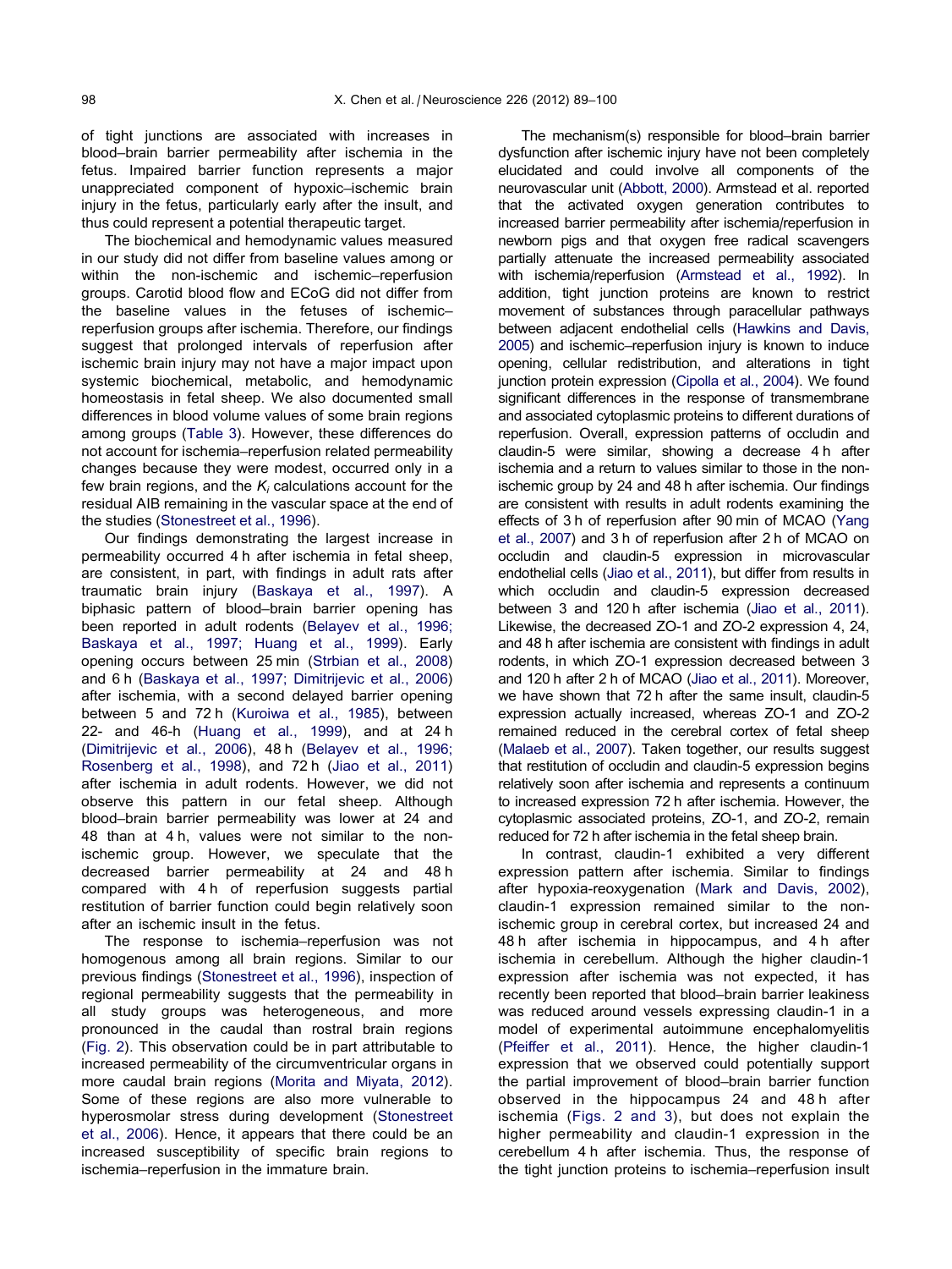of tight junctions are associated with increases in blood–brain barrier permeability after ischemia in the fetus. Impaired barrier function represents a major unappreciated component of hypoxic–ischemic brain injury in the fetus, particularly early after the insult, and thus could represent a potential therapeutic target.

The biochemical and hemodynamic values measured in our study did not differ from baseline values among or within the non-ischemic and ischemic–reperfusion groups. Carotid blood flow and ECoG did not differ from the baseline values in the fetuses of ischemic–reperfusion groups after ischemia. Therefore, our findings suggest that prolonged intervals of reperfusion after ischemic brain injury may not have a major impact upon systemic biochemical, metabolic, and hemodynamic homeostasis in fetal sheep. We also documented small differences in blood volume values of some brain regions among groups (Table 3). However, these differences do not account for ischemia–reperfusion related permeability changes because they were modest, occurred only in a few brain regions, and the $K_i$ calculations account for the residual AIB remaining in the vascular space at the end of the studies (Stonestreet et al., 1996).

Our findings demonstrating the largest increase in permeability occurred 4 h after ischemia in fetal sheep, are consistent, in part, with findings in adult rats after traumatic brain injury (Baskaya et al., 1997). A biphasic pattern of blood–brain barrier opening has been reported in adult rodents (Belayev et al., 1996; Baskaya et al., 1997; Huang et al., 1999). Early opening occurs between 25 min (Strbian et al., 2008) and 6 h (Baskaya et al., 1997; Dimitrijevic et al., 2006) after ischemia, with a second delayed barrier opening between 5 and 72 h (Kuroiwa et al., 1985), between 22- and 46-h (Huang et al., 1999), and at 24 h (Dimitrijevic et al., 2006), 48 h (Belayev et al., 1996; Rosenberg et al., 1998), and 72 h (Jiao et al., 2011) after ischemia in adult rodents. However, we did not observe this pattern in our fetal sheep. Although blood–brain barrier permeability was lower at 24 and 48 than at 4 h, values were not similar to the non-ischemic group. However, we speculate that the decreased barrier permeability at 24 and 48 h compared with 4 h of reperfusion suggests partial restitution of barrier function could begin relatively soon after an ischemic insult in the fetus.

The response to ischemia–reperfusion was not homogenous among all brain regions. Similar to our previous findings (Stonestreet et al., 1996), inspection of regional permeability suggests that the permeability in all study groups was heterogeneous, and more pronounced in the caudal than rostral brain regions (Fig. 2). This observation could be in part attributable to increased permeability of the circumventricular organs in more caudal brain regions (Morita and Miyata, 2012). Some of these regions are also more vulnerable to hyperosmolar stress during development (Stonestreet et al., 2006). Hence, it appears that there could be an increased susceptibility of specific brain regions to ischemia–reperfusion in the immature brain.

The mechanism(s) responsible for blood–brain barrier dysfunction after ischemic injury have not been completely elucidated and could involve all components of the neurovascular unit (Abbott, 2000). Armstead et al. reported that the activated oxygen generation contributes to increased barrier permeability after ischemia/reperfusion in newborn pigs and that oxygen free radical scavengers partially attenuate the increased permeability associated with ischemia/reperfusion (Armstead et al., 1992). In addition, tight junction proteins are known to restrict movement of substances through paracellular pathways between adjacent endothelial cells (Hawkins and Davis, 2005) and ischemic–reperfusion injury is known to induce opening, cellular redistribution, and alterations in tight junction protein expression (Cipolla et al., 2004). We found significant differences in the response of transmembrane and associated cytoplasmic proteins to different durations of reperfusion. Overall, expression patterns of occludin and claudin-5 were similar, showing a decrease 4 h after ischemia and a return to values similar to those in the non-ischemic group by 24 and 48 h after ischemia. Our findings are consistent with results in adult rodents examining the effects of 3 h of reperfusion after 90 min of MCAO (Yang et al., 2007) and 3 h of reperfusion after 2 h of MCAO on occludin and claudin-5 expression in microvascular endothelial cells (Jiao et al., 2011), but differ from results in which occludin and claudin-5 expression decreased between 3 and 120 h after ischemia (Jiao et al., 2011). Likewise, the decreased ZO-1 and ZO-2 expression 4, 24, and 48 h after ischemia are consistent with findings in adult rodents, in which ZO-1 expression decreased between 3 and 120 h after 2 h of MCAO (Jiao et al., 2011). Moreover, we have shown that 72 h after the same insult, claudin-5 expression actually increased, whereas ZO-1 and ZO-2 remained reduced in the cerebral cortex of fetal sheep (Malaeb et al., 2007). Taken together, our results suggest that restitution of occludin and claudin-5 expression begins relatively soon after ischemia and represents a continuum to increased expression 72 h after ischemia. However, the cytoplasmic associated proteins, ZO-1, and ZO-2, remain reduced for 72 h after ischemia in the fetal sheep brain.

In contrast, claudin-1 exhibited a very different expression pattern after ischemia. Similar to findings after hypoxia-reoxygenation (Mark and Davis, 2002), claudin-1 expression remained similar to the non-ischemic group in cerebral cortex, but increased 24 and 48 h after ischemia in hippocampus, and 4 h after ischemia in cerebellum. Although the higher claudin-1 expression after ischemia was not expected, it has recently been reported that blood–brain barrier leakiness was reduced around vessels expressing claudin-1 in a model of experimental autoimmune encephalomyelitis (Pfeiffer et al., 2011). Hence, the higher claudin-1 expression that we observed could potentially support the partial improvement of blood–brain barrier function observed in the hippocampus 24 and 48 h after ischemia (Figs. 2 and 3), but does not explain the higher permeability and claudin-1 expression in the cerebellum 4 h after ischemia. Thus, the response of the tight junction proteins to ischemia–reperfusion insult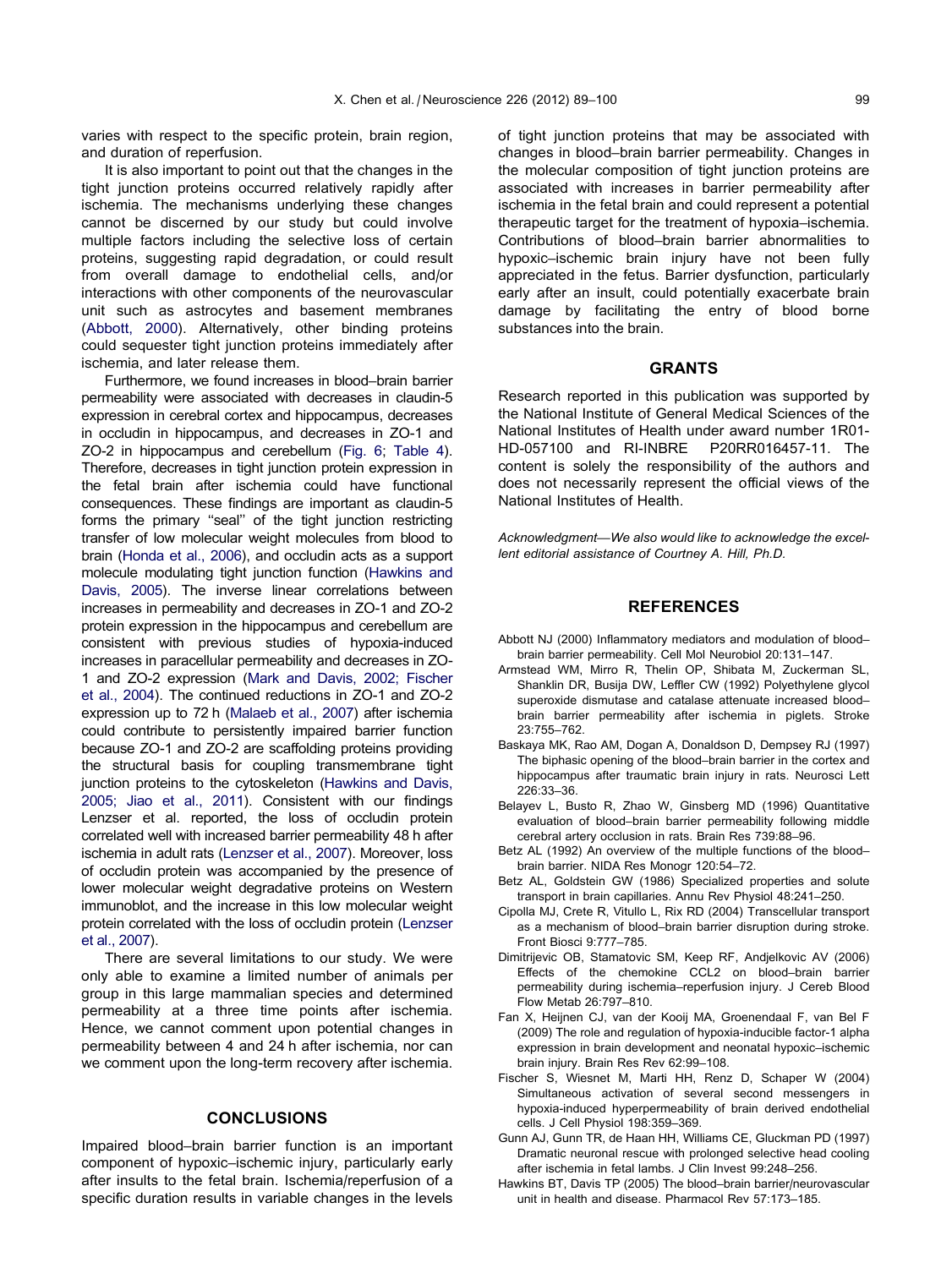varies with respect to the specific protein, brain region, and duration of reperfusion.

It is also important to point out that the changes in the tight junction proteins occurred relatively rapidly after ischemia. The mechanisms underlying these changes cannot be discerned by our study but could involve multiple factors including the selective loss of certain proteins, suggesting rapid degradation, or could result from overall damage to endothelial cells, and/or interactions with other components of the neurovascular unit such as astrocytes and basement membranes (Abbott, 2000). Alternatively, other binding proteins could sequester tight junction proteins immediately after ischemia, and later release them.

Furthermore, we found increases in blood–brain barrier permeability were associated with decreases in claudin-5 expression in cerebral cortex and hippocampus, decreases in occludin in hippocampus, and decreases in ZO-1 and ZO-2 in hippocampus and cerebellum (Fig. 6; Table 4). Therefore, decreases in tight junction protein expression in the fetal brain after ischemia could have functional consequences. These findings are important as claudin-5 forms the primary ''seal'' of the tight junction restricting transfer of low molecular weight molecules from blood to brain (Honda et al., 2006), and occludin acts as a support molecule modulating tight junction function (Hawkins and Davis, 2005). The inverse linear correlations between increases in permeability and decreases in ZO-1 and ZO-2 protein expression in the hippocampus and cerebellum are consistent with previous studies of hypoxia-induced increases in paracellular permeability and decreases in ZO-1 and ZO-2 expression (Mark and Davis, 2002; Fischer et al., 2004). The continued reductions in ZO-1 and ZO-2 expression up to 72 h (Malaeb et al., 2007) after ischemia could contribute to persistently impaired barrier function because ZO-1 and ZO-2 are scaffolding proteins providing the structural basis for coupling transmembrane tight junction proteins to the cytoskeleton (Hawkins and Davis, 2005; Jiao et al., 2011). Consistent with our findings Lenzser et al. reported, the loss of occludin protein correlated well with increased barrier permeability 48 h after ischemia in adult rats (Lenzser et al., 2007). Moreover, loss of occludin protein was accompanied by the presence of lower molecular weight degradative proteins on Western immunoblot, and the increase in this low molecular weight protein correlated with the loss of occludin protein (Lenzser et al., 2007).

There are several limitations to our study. We were only able to examine a limited number of animals per group in this large mammalian species and determined permeability at a three time points after ischemia. Hence, we cannot comment upon potential changes in permeability between 4 and 24 h after ischemia, nor can we comment upon the long-term recovery after ischemia.

## CONCLUSIONS

Impaired blood–brain barrier function is an important component of hypoxic–ischemic injury, particularly early after insults to the fetal brain. Ischemia/reperfusion of a specific duration results in variable changes in the levels of tight junction proteins that may be associated with changes in blood–brain barrier permeability. Changes in the molecular composition of tight junction proteins are associated with increases in barrier permeability after ischemia in the fetal brain and could represent a potential therapeutic target for the treatment of hypoxia–ischemia. Contributions of blood–brain barrier abnormalities to hypoxic–ischemic brain injury have not been fully appreciated in the fetus. Barrier dysfunction, particularly early after an insult, could potentially exacerbate brain damage by facilitating the entry of blood borne substances into the brain.

## GRANTS

Research reported in this publication was supported by the National Institute of General Medical Sciences of the National Institutes of Health under award number 1R01-HD-057100 and RI-INBRE P20RR016457-11. The content is solely the responsibility of the authors and does not necessarily represent the official views of the National Institutes of Health.

*Acknowledgment—We also would like to acknowledge the excellent editorial assistance of Courtney A. Hill, Ph.D.*

## REFERENCES

- Abbott NJ (2000) Inflammatory mediators and modulation of blood–brain barrier permeability. Cell Mol Neurobiol 20:131–147.
- Armstead WM, Mirro R, Thelin OP, Shibata M, Zuckerman SL, Shanklin DR, Busija DW, Leffler CW (1992) Polyethylene glycol superoxide dismutase and catalase attenuate increased blood–brain barrier permeability after ischemia in piglets. Stroke 23:755–762.
- Baskaya MK, Rao AM, Dogan A, Donaldson D, Dempsey RJ (1997) The biphasic opening of the blood–brain barrier in the cortex and hippocampus after traumatic brain injury in rats. Neurosci Lett 226:33–36.
- Belayev L, Busto R, Zhao W, Ginsberg MD (1996) Quantitative evaluation of blood–brain barrier permeability following middle cerebral artery occlusion in rats. Brain Res 739:88–96.
- Betz AL (1992) An overview of the multiple functions of the blood–brain barrier. NIDA Res Monogr 120:54–72.
- Betz AL, Goldstein GW (1986) Specialized properties and solute transport in brain capillaries. Annu Rev Physiol 48:241–250.
- Cipolla MJ, Crete R, Vitullo L, Rix RD (2004) Transcellular transport as a mechanism of blood–brain barrier disruption during stroke. Front Biosci 9:777–785.
- Dimitrijevic OB, Stamatovic SM, Keep RF, Andjelkovic AV (2006) Effects of the chemokine CCL2 on blood–brain barrier permeability during ischemia–reperfusion injury. J Cereb Blood Flow Metab 26:797–810.
- Fan X, Heijnen CJ, van der Kooij MA, Groenendaal F, van Bel F (2009) The role and regulation of hypoxia-inducible factor-1 alpha expression in brain development and neonatal hypoxic–ischemic brain injury. Brain Res Rev 62:99–108.
- Fischer S, Wiesnet M, Marti HH, Renz D, Schaper W (2004) Simultaneous activation of several second messengers in hypoxia-induced hyperpermeability of brain derived endothelial cells. J Cell Physiol 198:359–369.
- Gunn AJ, Gunn TR, de Haan HH, Williams CE, Gluckman PD (1997) Dramatic neuronal rescue with prolonged selective head cooling after ischemia in fetal lambs. J Clin Invest 99:248–256.
- Hawkins BT, Davis TP (2005) The blood–brain barrier/neurovascular unit in health and disease. Pharmacol Rev 57:173–185.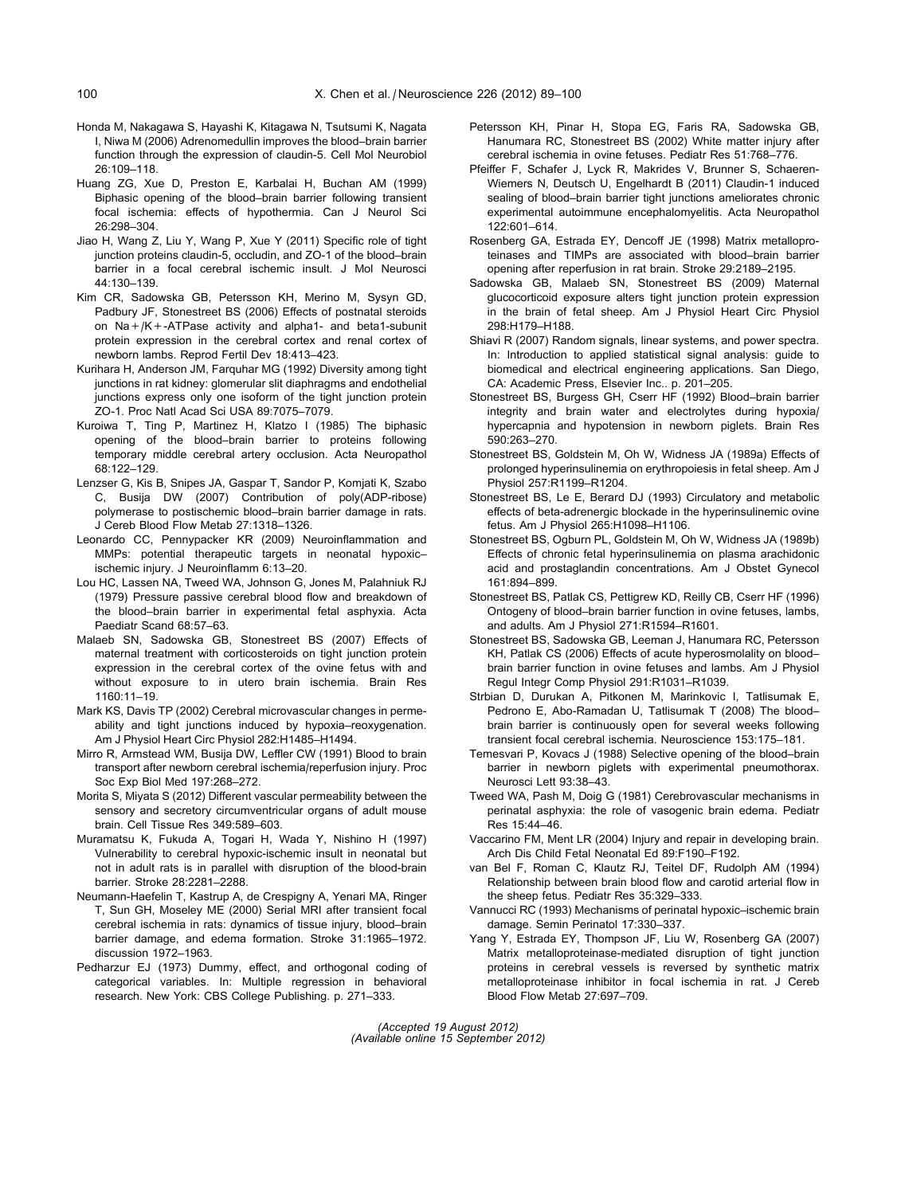Honda M, Nakagawa S, Hayashi K, Kitagawa N, Tsutsumi K, Nagata I, Niwa M (2006) Adrenomedullin improves the blood–brain barrier function through the expression of claudin-5. Cell Mol Neurobiol 26:109–118.

Huang ZG, Xue D, Preston E, Karbalai H, Buchan AM (1999) Biphasic opening of the blood–brain barrier following transient focal ischemia: effects of hypothermia. Can J Neurol Sci 26:298–304.

Jiao H, Wang Z, Liu Y, Wang P, Xue Y (2011) Specific role of tight junction proteins claudin-5, occludin, and ZO-1 of the blood–brain barrier in a focal cerebral ischemic insult. J Mol Neurosci 44:130–139.

Kim CR, Sadowska GB, Petersson KH, Merino M, Sysyn GD, Padbury JF, Stonestreet BS (2006) Effects of postnatal steroids on Na+/K+-ATPase activity and alpha1- and beta1-subunit protein expression in the cerebral cortex and renal cortex of newborn lambs. Reprod Fertil Dev 18:413–423.

Kurihara H, Anderson JM, Farquhar MG (1992) Diversity among tight junctions in rat kidney: glomerular slit diaphragms and endothelial junctions express only one isoform of the tight junction protein ZO-1. Proc Natl Acad Sci USA 89:7075–7079.

Kuroiwa T, Ting P, Martinez H, Klatzo I (1985) The biphasic opening of the blood–brain barrier to proteins following temporary middle cerebral artery occlusion. Acta Neuropathol 68:122–129.

Lenzser G, Kis B, Snipes JA, Gaspar T, Sandor P, Komjati K, Szabo C, Busija DW (2007) Contribution of poly(ADP-ribose) polymerase to postischemic blood–brain barrier damage in rats. J Cereb Blood Flow Metab 27:1318–1326.

Leonardo CC, Pennypacker KR (2009) Neuroinflammation and MMPs: potential therapeutic targets in neonatal hypoxic–ischemic injury. J Neuroinflamm 6:13–20.

Lou HC, Lassen NA, Tweed WA, Johnson G, Jones M, Palahniuk RJ (1979) Pressure passive cerebral blood flow and breakdown of the blood–brain barrier in experimental fetal asphyxia. Acta Paediatr Scand 68:57–63.

Malaeb SN, Sadowska GB, Stonestreet BS (2007) Effects of maternal treatment with corticosteroids on tight junction protein expression in the cerebral cortex of the ovine fetus with and without exposure to in utero brain ischemia. Brain Res 1160:11–19.

Mark KS, Davis TP (2002) Cerebral microvascular changes in permeability and tight junctions induced by hypoxia–reoxygenation. Am J Physiol Heart Circ Physiol 282:H1485–H1494.

Mirro R, Armstead WM, Busija DW, Leffler CW (1991) Blood to brain transport after newborn cerebral ischemia/reperfusion injury. Proc Soc Exp Biol Med 197:268–272.

Morita S, Miyata S (2012) Different vascular permeability between the sensory and secretory circumventricular organs of adult mouse brain. Cell Tissue Res 349:589–603.

Muramatsu K, Fukuda A, Togari H, Wada Y, Nishino H (1997) Vulnerability to cerebral hypoxic-ischemic insult in neonatal but not in adult rats is in parallel with disruption of the blood-brain barrier. Stroke 28:2281–2288.

Neumann-Haefelin T, Kastrup A, de Crespigny A, Yenari MA, Ringer T, Sun GH, Moseley ME (2000) Serial MRI after transient focal cerebral ischemia in rats: dynamics of tissue injury, blood–brain barrier damage, and edema formation. Stroke 31:1965–1972. discussion 1972–1963.

Pedharzur EJ (1973) Dummy, effect, and orthogonal coding of categorical variables. In: Multiple regression in behavioral research. New York: CBS College Publishing. p. 271–333.

Petersson KH, Pinar H, Stopa EG, Faris RA, Sadowska GB, Hanumara RC, Stonestreet BS (2002) White matter injury after cerebral ischemia in ovine fetuses. Pediatr Res 51:768–776.

Pfeiffer F, Schafer J, Lyck R, Makrides V, Brunner S, Schaeren-Wiemers N, Deutsch U, Engelhardt B (2011) Claudin-1 induced sealing of blood–brain barrier tight junctions ameliorates chronic experimental autoimmune encephalomyelitis. Acta Neuropathol 122:601–614.

Rosenberg GA, Estrada EY, Dencoff JE (1998) Matrix metalloproteinases and TIMPs are associated with blood–brain barrier opening after reperfusion in rat brain. Stroke 29:2189–2195.

Sadowska GB, Malaeb SN, Stonestreet BS (2009) Maternal glucocorticoid exposure alters tight junction protein expression in the brain of fetal sheep. Am J Physiol Heart Circ Physiol 298:H179–H188.

Shiavi R (2007) Random signals, linear systems, and power spectra. In: Introduction to applied statistical signal analysis: guide to biomedical and electrical engineering applications. San Diego, CA: Academic Press, Elsevier Inc.. p. 201–205.

Stonestreet BS, Burgess GH, Cserr HF (1992) Blood–brain barrier integrity and brain water and electrolytes during hypoxia/hypercapnia and hypotension in newborn piglets. Brain Res 590:263–270.

Stonestreet BS, Goldstein M, Oh W, Widness JA (1989a) Effects of prolonged hyperinsulinemia on erythropoiesis in fetal sheep. Am J Physiol 257:R1199–R1204.

Stonestreet BS, Le E, Berard DJ (1993) Circulatory and metabolic effects of beta-adrenergic blockade in the hyperinsulinemic ovine fetus. Am J Physiol 265:H1098–H1106.

Stonestreet BS, Ogburn PL, Goldstein M, Oh W, Widness JA (1989b) Effects of chronic fetal hyperinsulinemia on plasma arachidonic acid and prostaglandin concentrations. Am J Obstet Gynecol 161:894–899.

Stonestreet BS, Patlak CS, Pettigrew KD, Reilly CB, Cserr HF (1996) Ontogeny of blood–brain barrier function in ovine fetuses, lambs, and adults. Am J Physiol 271:R1594–R1601.

Stonestreet BS, Sadowska GB, Leeman J, Hanumara RC, Petersson KH, Patlak CS (2006) Effects of acute hyperosmolality on blood–brain barrier function in ovine fetuses and lambs. Am J Physiol Regul Integr Comp Physiol 291:R1031–R1039.

Strbian D, Durukan A, Pitkonen M, Marinkovic I, Tatlisumak E, Pedrono E, Abo-Ramadan U, Tatlisumak T (2008) The blood–brain barrier is continuously open for several weeks following transient focal cerebral ischemia. Neuroscience 153:175–181.

Temesvari P, Kovacs J (1988) Selective opening of the blood–brain barrier in newborn piglets with experimental pneumothorax. Neurosci Lett 93:38–43.

Tweed WA, Pash M, Doig G (1981) Cerebrovascular mechanisms in perinatal asphyxia: the role of vasogenic brain edema. Pediatr Res 15:44–46.

Vaccarino FM, Ment LR (2004) Injury and repair in developing brain. Arch Dis Child Fetal Neonatal Ed 89:F190–F192.

van Bel F, Roman C, Klautz RJ, Teitel DF, Rudolph AM (1994) Relationship between brain blood flow and carotid arterial flow in the sheep fetus. Pediatr Res 35:329–333.

Vannucci RC (1993) Mechanisms of perinatal hypoxic–ischemic brain damage. Semin Perinatol 17:330–337.

Yang Y, Estrada EY, Thompson JF, Liu W, Rosenberg GA (2007) Matrix metalloproteinase-mediated disruption of tight junction proteins in cerebral vessels is reversed by synthetic matrix metalloproteinase inhibitor in focal ischemia in rat. J Cereb Blood Flow Metab 27:697–709.

*(Accepted 19 August 2012)*
*(Available online 15 September 2012)*